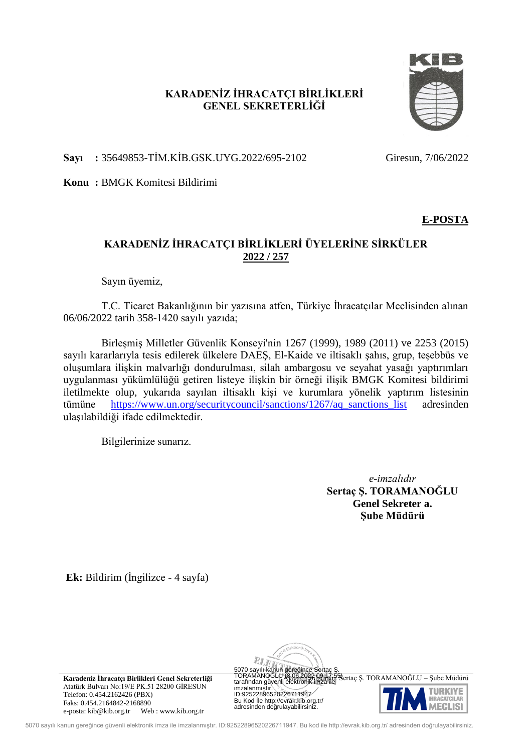**KARADENİZ İHRACATÇI BİRLİKLERİ**
**GENEL SEKRETERLİĞİ**

**Sayı :** 35649853-TİM.KİB.GSK.UYG.2022/695-2102 Giresun, 7/06/2022

**Konu :** BMGK Komitesi Bildirimi

**E-POSTA**

## KARADENİZ İHRACATÇI BİRLİKLERİ ÜYELERİNE SİRKÜLER
## 2022 / 257

Sayın üyemiz,

T.C. Ticaret Bakanlığının bir yazısına atfen, Türkiye İhracatçılar Meclisinden alınan 06/06/2022 tarih 358-1420 sayılı yazıda;

Birleşmiş Milletler Güvenlik Konseyi'nin 1267 (1999), 1989 (2011) ve 2253 (2015) sayılı kararlarıyla tesis edilerek ülkelere DAEŞ, El-Kaide ve iltisaklı şahıs, grup, teşebbüs ve oluşumlara ilişkin malvarlığı dondurulması, silah ambargosu ve seyahat yasağı yaptırımları uygulanması yükümlülüğü getiren listeye ilişkin bir örneği ilişik BMGK Komitesi bildirimi iletilmekte olup, yukarıda sayılan iltisaklı kişi ve kurumlara yönelik yaptırım listesinin tümüne https://www.un.org/securitycouncil/sanctions/1267/aq_sanctions_list adresinden ulaşılabildiği ifade edilmektedir.

Bilgilerinize sunarız.

*e-imzalıdır*
**Sertaç Ş. TORAMANOĞLU**
**Genel Sekreter a.**
**Şube Müdürü**

**Ek:** Bildirim (İngilizce - 4 sayfa)

5070 sayılı kanun gereğince Sertaç Ş. TORAMANOĞLU (8.06.2022 09:17:55) tarafından güvenli elektronik imza ile imzalanmıştır.
ID:9252289652022671194​7
Bu Kod İle http://evrak.kib.org.tr/ adresinden doğrulayabilirsiniz.

Ayrıntılı bilgi için: Sertaç Ş. TORAMANOĞLU – Şube Müdürü

**Karadeniz İhracatçı Birlikleri Genel Sekreterliği**
Atatürk Bulvarı No:19/E PK.51 28200 GİRESUN
Telefon: 0.454.2162426 (PBX)
Faks: 0.454.2164842-2168890
e-posta: kib@kib.org.tr Web : www.kib.org.tr

5070 sayılı kanun gereğince güvenli elektronik imza ile imzalanmıştır. ID:9252289652022671194​7. Bu kod ile http://evrak.kib.org.tr/ adresinden doğrulayabilirsiniz.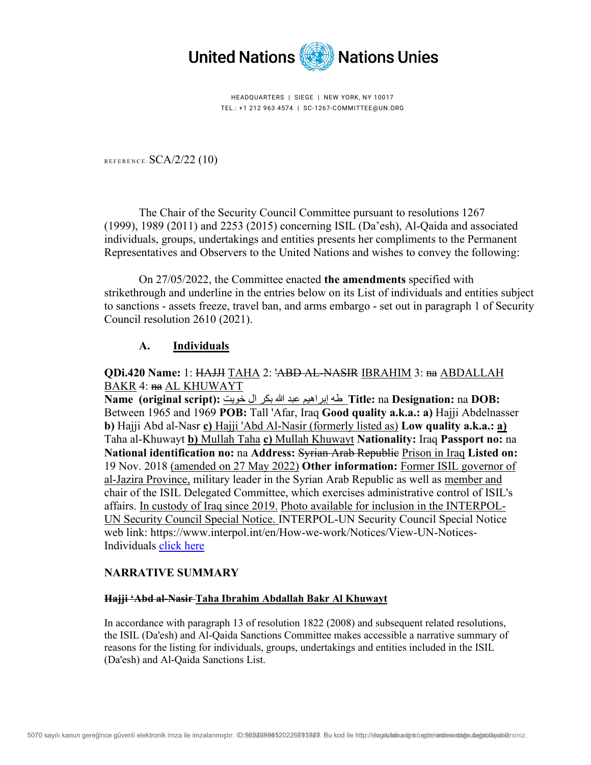United Nations Nations Unies

HEADQUARTERS | SIEGE | NEW YORK, NY 10017
TEL.: +1 212 963 4574 | SC-1267-COMMITTEE@UN.ORG

REFERENCE: SCA/2/22 (10)

The Chair of the Security Council Committee pursuant to resolutions 1267 (1999), 1989 (2011) and 2253 (2015) concerning ISIL (Da'esh), Al-Qaida and associated individuals, groups, undertakings and entities presents her compliments to the Permanent Representatives and Observers to the United Nations and wishes to convey the following:

On 27/05/2022, the Committee enacted **the amendments** specified with strikethrough and underline in the entries below on its List of individuals and entities subject to sanctions - assets freeze, travel ban, and arms embargo - set out in paragraph 1 of Security Council resolution 2610 (2021).

## A. Individuals

**QDi.420 Name:** 1: ~~HAJJI~~ <u>TAHA</u> 2: ~~'ABD AL-NASIR~~ <u>IBRAHIM</u> 3: ~~na~~ <u>ABDALLAH BAKR</u> 4: ~~na~~ <u>AL KHUWAYT</u>
**Name (original script):** <u>طه إبراهيم عبد الله بكر ال خويت</u> **Title:** na **Designation:** na **DOB:** Between 1965 and 1969 **POB:** Tall 'Afar, Iraq **Good quality a.k.a.: a)** Hajji Abdelnasser **b)** Hajji Abd al-Nasr <u>**c)** Hajji 'Abd Al-Nasir (formerly listed as)</u> **Low quality a.k.a.:** <u>**a)**</u> Taha al-Khuwayt <u>**b)** Mullah Taha</u> <u>**c)** Mullah Khuwayt</u> **Nationality:** Iraq **Passport no:** na **National identification no:** na **Address:** ~~Syrian Arab Republic~~ <u>Prison in Iraq</u> **Listed on:** 19 Nov. 2018 <u>(amended on 27 May 2022)</u> **Other information:** <u>Former ISIL governor of al-Jazira Province,</u> military leader in the Syrian Arab Republic as well as <u>member and</u> chair of the ISIL Delegated Committee, which exercises administrative control of ISIL's affairs. <u>In custody of Iraq since 2019.</u> <u>Photo available for inclusion in the INTERPOL-UN Security Council Special Notice.</u> INTERPOL-UN Security Council Special Notice web link: https://www.interpol.int/en/How-we-work/Notices/View-UN-Notices-Individuals <u>click here</u>

## NARRATIVE SUMMARY

**~~Hajji 'Abd al-Nasir~~ <u>Taha Ibrahim Abdallah Bakr Al Khuwayt</u>**

In accordance with paragraph 13 of resolution 1822 (2008) and subsequent related resolutions, the ISIL (Da'esh) and Al-Qaida Sanctions Committee makes accessible a narrative summary of reasons for the listing for individuals, groups, undertakings and entities included in the ISIL (Da'esh) and Al-Qaida Sanctions List.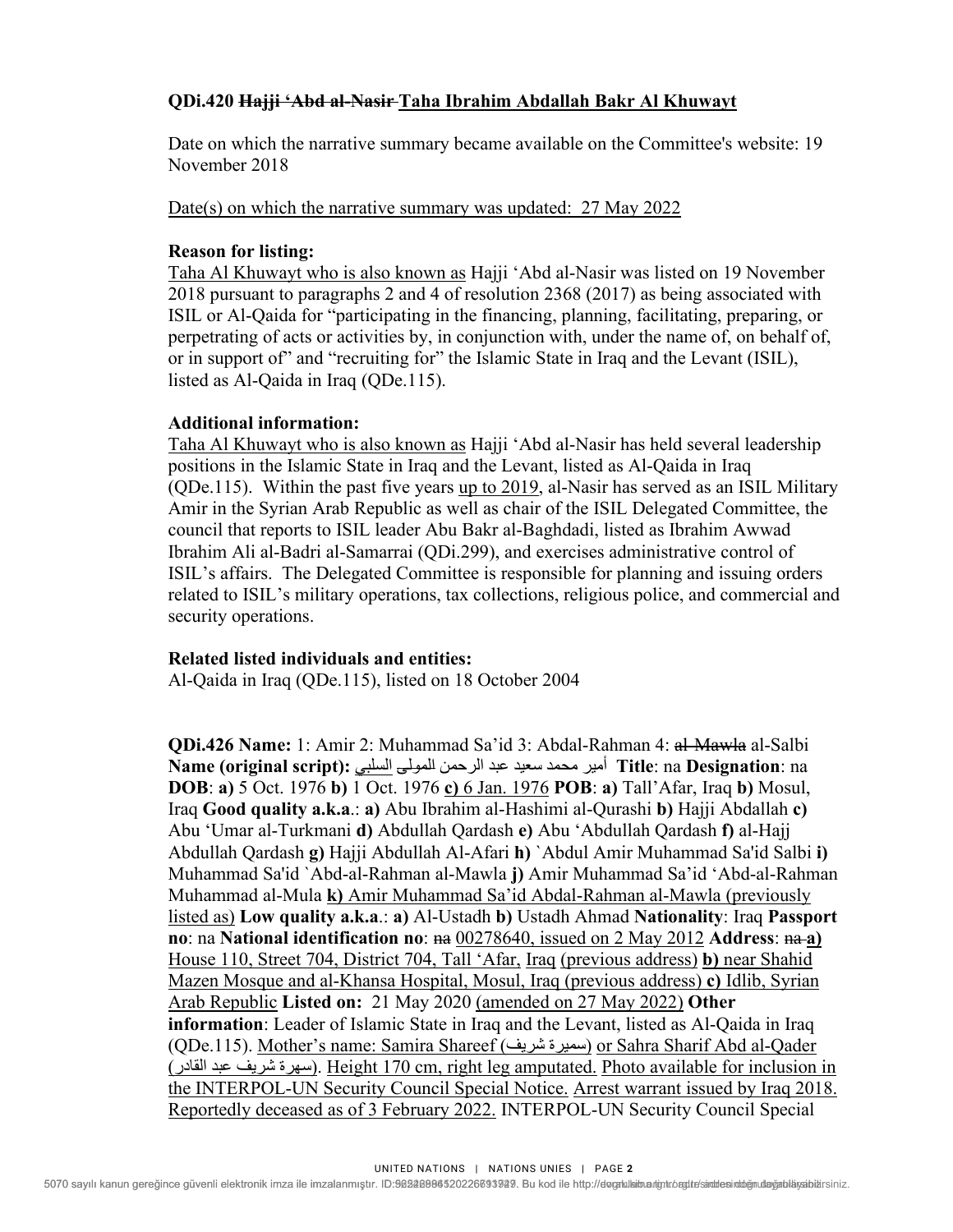**QDi.420 ~~Hajji 'Abd al-Nasir~~ Taha Ibrahim Abdallah Bakr Al Khuwayt**

Date on which the narrative summary became available on the Committee's website: 19 November 2018

Date(s) on which the narrative summary was updated: 27 May 2022

**Reason for listing:**
Taha Al Khuwayt who is also known as Hajji 'Abd al-Nasir was listed on 19 November 2018 pursuant to paragraphs 2 and 4 of resolution 2368 (2017) as being associated with ISIL or Al-Qaida for "participating in the financing, planning, facilitating, preparing, or perpetrating of acts or activities by, in conjunction with, under the name of, on behalf of, or in support of" and "recruiting for" the Islamic State in Iraq and the Levant (ISIL), listed as Al-Qaida in Iraq (QDe.115).

**Additional information:**
Taha Al Khuwayt who is also known as Hajji 'Abd al-Nasir has held several leadership positions in the Islamic State in Iraq and the Levant, listed as Al-Qaida in Iraq (QDe.115). Within the past five years up to 2019, al-Nasir has served as an ISIL Military Amir in the Syrian Arab Republic as well as chair of the ISIL Delegated Committee, the council that reports to ISIL leader Abu Bakr al-Baghdadi, listed as Ibrahim Awwad Ibrahim Ali al-Badri al-Samarrai (QDi.299), and exercises administrative control of ISIL's affairs. The Delegated Committee is responsible for planning and issuing orders related to ISIL's military operations, tax collections, religious police, and commercial and security operations.

**Related listed individuals and entities:**
Al-Qaida in Iraq (QDe.115), listed on 18 October 2004

**QDi.426 Name:** 1: Amir 2: Muhammad Sa'id 3: Abdal-Rahman 4: ~~al-Mawla~~ al-Salbi **Name (original script):** أمير محمد سعيد عبد الرحمن ~~المولى~~ السلبي **Title**: na **Designation**: na **DOB**: **a)** 5 Oct. 1976 **b)** 1 Oct. 1976 **c)** 6 Jan. 1976 **POB**: **a)** Tall'Afar, Iraq **b)** Mosul, Iraq **Good quality a.k.a**.: **a)** Abu Ibrahim al-Hashimi al-Qurashi **b)** Hajji Abdallah **c)** Abu 'Umar al-Turkmani **d)** Abdullah Qardash **e)** Abu 'Abdullah Qardash **f)** al-Hajj Abdullah Qardash **g)** Hajji Abdullah Al-Afari **h)** `Abdul Amir Muhammad Sa'id Salbi **i)** Muhammad Sa'id `Abd-al-Rahman al-Mawla **j)** Amir Muhammad Sa'id 'Abd-al-Rahman Muhammad al-Mula **k)** Amir Muhammad Sa'id Abdal-Rahman al-Mawla (previously listed as) **Low quality a.k.a**.: **a)** Al-Ustadh **b)** Ustadh Ahmad **Nationality**: Iraq **Passport no**: na **National identification no**: ~~na~~ 00278640, issued on 2 May 2012 **Address**: ~~na~~ **a)** House 110, Street 704, District 704, Tall 'Afar, Iraq (previous address) **b)** near Shahid Mazen Mosque and al-Khansa Hospital, Mosul, Iraq (previous address) **c)** Idlib, Syrian Arab Republic **Listed on:** 21 May 2020 (amended on 27 May 2022) **Other information**: Leader of Islamic State in Iraq and the Levant, listed as Al-Qaida in Iraq (QDe.115). Mother's name: Samira Shareef (سميرة شريف) or Sahra Sharif Abd al-Qader (سهرة شريف عبد القادر). Height 170 cm, right leg amputated. Photo available for inclusion in the INTERPOL-UN Security Council Special Notice. Arrest warrant issued by Iraq 2018. Reportedly deceased as of 3 February 2022. INTERPOL-UN Security Council Special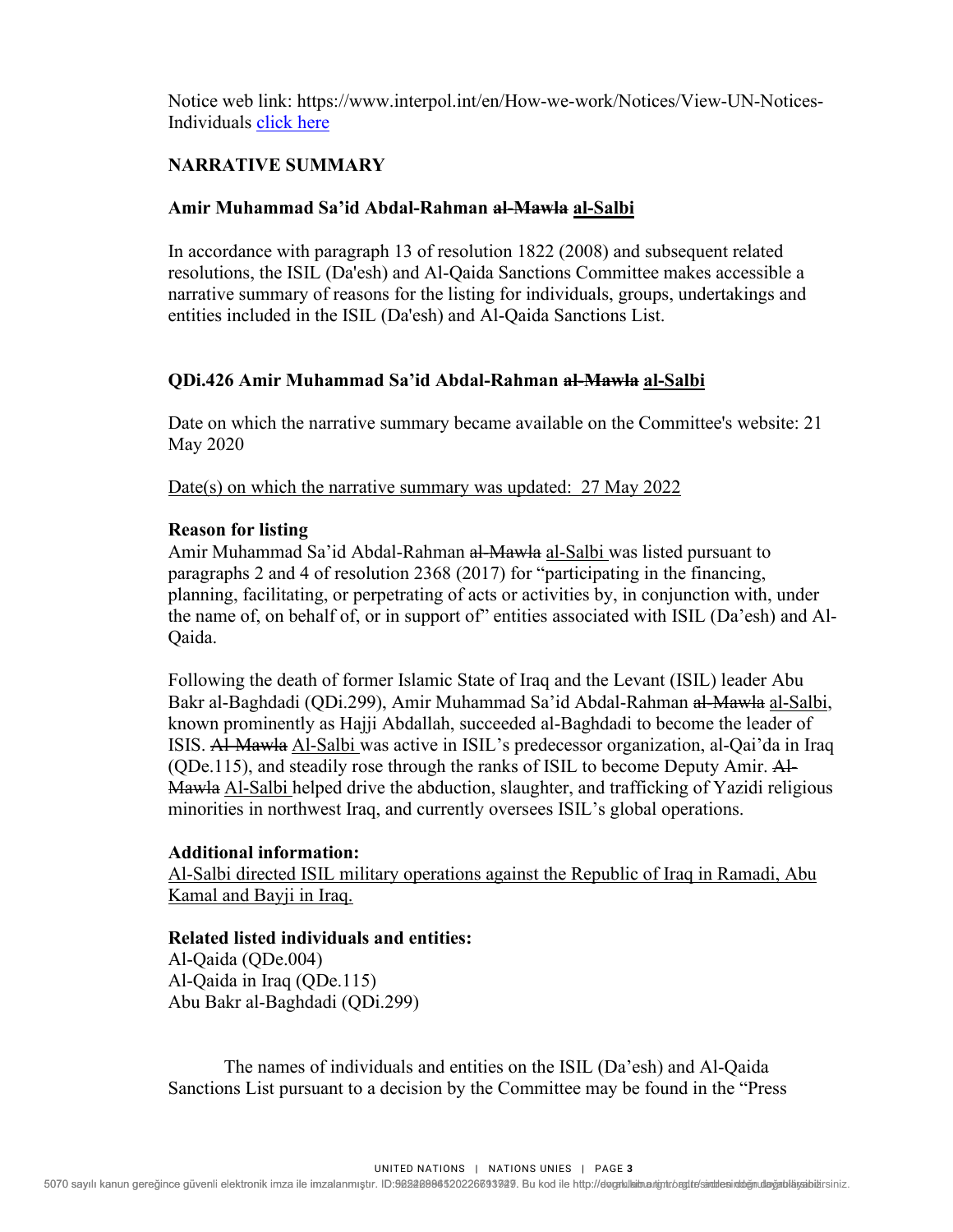Notice web link: https://www.interpol.int/en/How-we-work/Notices/View-UN-Notices-Individuals click here

**NARRATIVE SUMMARY**

**Amir Muhammad Sa'id Abdal-Rahman ~~al-Mawla~~ <u>al-Salbi</u>**

In accordance with paragraph 13 of resolution 1822 (2008) and subsequent related resolutions, the ISIL (Da'esh) and Al-Qaida Sanctions Committee makes accessible a narrative summary of reasons for the listing for individuals, groups, undertakings and entities included in the ISIL (Da'esh) and Al-Qaida Sanctions List.

**QDi.426 Amir Muhammad Sa'id Abdal-Rahman ~~al-Mawla~~ <u>al-Salbi</u>**

Date on which the narrative summary became available on the Committee's website: 21 May 2020

<u>Date(s) on which the narrative summary was updated: 27 May 2022</u>

**Reason for listing**
Amir Muhammad Sa'id Abdal-Rahman ~~al-Mawla~~ <u>al-Salbi</u> was listed pursuant to paragraphs 2 and 4 of resolution 2368 (2017) for "participating in the financing, planning, facilitating, or perpetrating of acts or activities by, in conjunction with, under the name of, on behalf of, or in support of" entities associated with ISIL (Da'esh) and Al-Qaida.

Following the death of former Islamic State of Iraq and the Levant (ISIL) leader Abu Bakr al-Baghdadi (QDi.299), Amir Muhammad Sa'id Abdal-Rahman ~~al-Mawla~~ <u>al-Salbi</u>, known prominently as Hajji Abdallah, succeeded al-Baghdadi to become the leader of ISIS. ~~Al-Mawla~~ <u>Al-Salbi</u> was active in ISIL's predecessor organization, al-Qai'da in Iraq (QDe.115), and steadily rose through the ranks of ISIL to become Deputy Amir. ~~Al-Mawla~~ <u>Al-Salbi</u> helped drive the abduction, slaughter, and trafficking of Yazidi religious minorities in northwest Iraq, and currently oversees ISIL's global operations.

**Additional information:**
<u>Al-Salbi directed ISIL military operations against the Republic of Iraq in Ramadi, Abu Kamal and Bayji in Iraq.</u>

**Related listed individuals and entities:**
Al-Qaida (QDe.004)
Al-Qaida in Iraq (QDe.115)
Abu Bakr al-Baghdadi (QDi.299)

The names of individuals and entities on the ISIL (Da'esh) and Al-Qaida Sanctions List pursuant to a decision by the Committee may be found in the "Press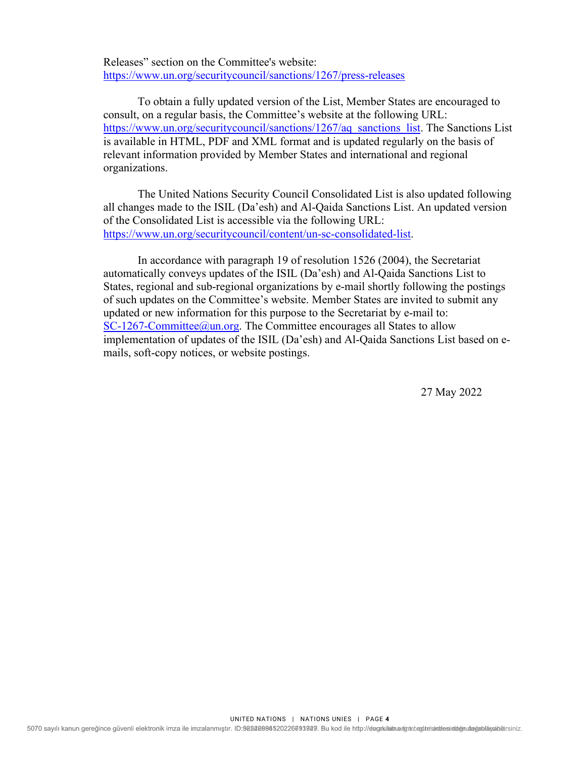Releases" section on the Committee's website: https://www.un.org/securitycouncil/sanctions/1267/press-releases

To obtain a fully updated version of the List, Member States are encouraged to consult, on a regular basis, the Committee's website at the following URL: https://www.un.org/securitycouncil/sanctions/1267/aq_sanctions_list. The Sanctions List is available in HTML, PDF and XML format and is updated regularly on the basis of relevant information provided by Member States and international and regional organizations.

The United Nations Security Council Consolidated List is also updated following all changes made to the ISIL (Da'esh) and Al-Qaida Sanctions List. An updated version of the Consolidated List is accessible via the following URL: https://www.un.org/securitycouncil/content/un-sc-consolidated-list.

In accordance with paragraph 19 of resolution 1526 (2004), the Secretariat automatically conveys updates of the ISIL (Da'esh) and Al-Qaida Sanctions List to States, regional and sub-regional organizations by e-mail shortly following the postings of such updates on the Committee's website. Member States are invited to submit any updated or new information for this purpose to the Secretariat by e-mail to: SC-1267-Committee@un.org. The Committee encourages all States to allow implementation of updates of the ISIL (Da'esh) and Al-Qaida Sanctions List based on e-mails, soft-copy notices, or website postings.

27 May 2022